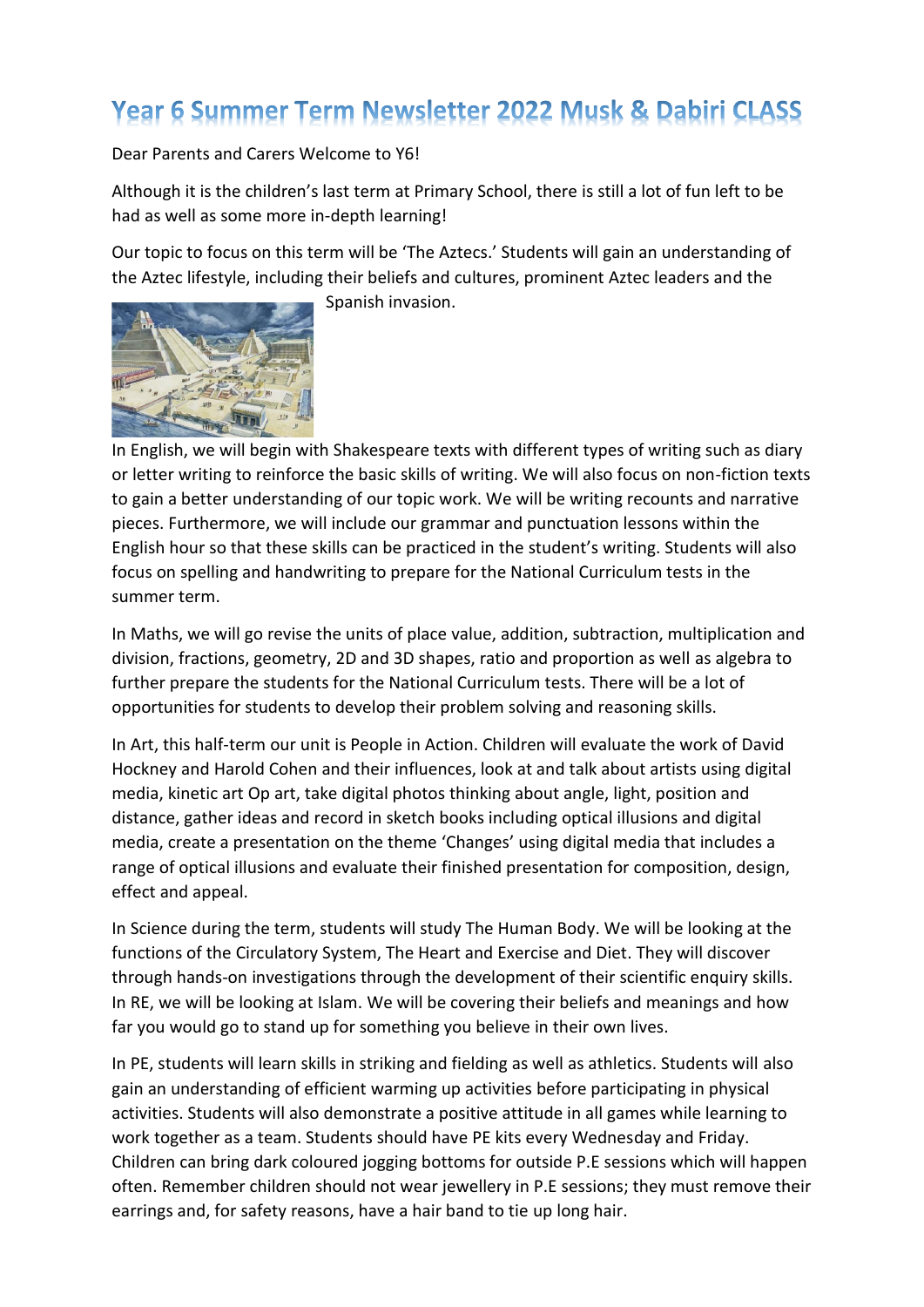# Year 6 Summer Term Newsletter 2022 Musk & Dabiri CLASS

Dear Parents and Carers Welcome to Y6!

Although it is the children's last term at Primary School, there is still a lot of fun left to be had as well as some more in-depth learning!

Our topic to focus on this term will be 'The Aztecs.' Students will gain an understanding of the Aztec lifestyle, including their beliefs and cultures, prominent Aztec leaders and the Spanish invasion.

In English, we will begin with Shakespeare texts with different types of writing such as diary or letter writing to reinforce the basic skills of writing. We will also focus on non-fiction texts to gain a better understanding of our topic work. We will be writing recounts and narrative pieces. Furthermore, we will include our grammar and punctuation lessons within the English hour so that these skills can be practiced in the student's writing. Students will also focus on spelling and handwriting to prepare for the National Curriculum tests in the summer term.

In Maths, we will go revise the units of place value, addition, subtraction, multiplication and division, fractions, geometry, 2D and 3D shapes, ratio and proportion as well as algebra to further prepare the students for the National Curriculum tests. There will be a lot of opportunities for students to develop their problem solving and reasoning skills.

In Art, this half-term our unit is People in Action. Children will evaluate the work of David Hockney and Harold Cohen and their influences, look at and talk about artists using digital media, kinetic art Op art, take digital photos thinking about angle, light, position and distance, gather ideas and record in sketch books including optical illusions and digital media, create a presentation on the theme 'Changes' using digital media that includes a range of optical illusions and evaluate their finished presentation for composition, design, effect and appeal.

In Science during the term, students will study The Human Body. We will be looking at the functions of the Circulatory System, The Heart and Exercise and Diet. They will discover through hands-on investigations through the development of their scientific enquiry skills. In RE, we will be looking at Islam. We will be covering their beliefs and meanings and how far you would go to stand up for something you believe in their own lives.

In PE, students will learn skills in striking and fielding as well as athletics. Students will also gain an understanding of efficient warming up activities before participating in physical activities. Students will also demonstrate a positive attitude in all games while learning to work together as a team. Students should have PE kits every Wednesday and Friday. Children can bring dark coloured jogging bottoms for outside P.E sessions which will happen often. Remember children should not wear jewellery in P.E sessions; they must remove their earrings and, for safety reasons, have a hair band to tie up long hair.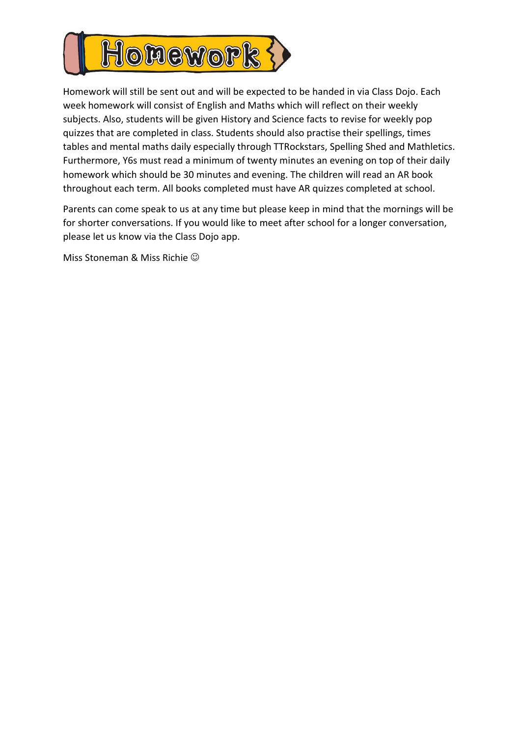# Homework

Homework will still be sent out and will be expected to be handed in via Class Dojo. Each week homework will consist of English and Maths which will reflect on their weekly subjects. Also, students will be given History and Science facts to revise for weekly pop quizzes that are completed in class. Students should also practise their spellings, times tables and mental maths daily especially through TTRockstars, Spelling Shed and Mathletics. Furthermore, Y6s must read a minimum of twenty minutes an evening on top of their daily homework which should be 30 minutes and evening. The children will read an AR book throughout each term. All books completed must have AR quizzes completed at school.

Parents can come speak to us at any time but please keep in mind that the mornings will be for shorter conversations. If you would like to meet after school for a longer conversation, please let us know via the Class Dojo app.

Miss Stoneman & Miss Richie ☺